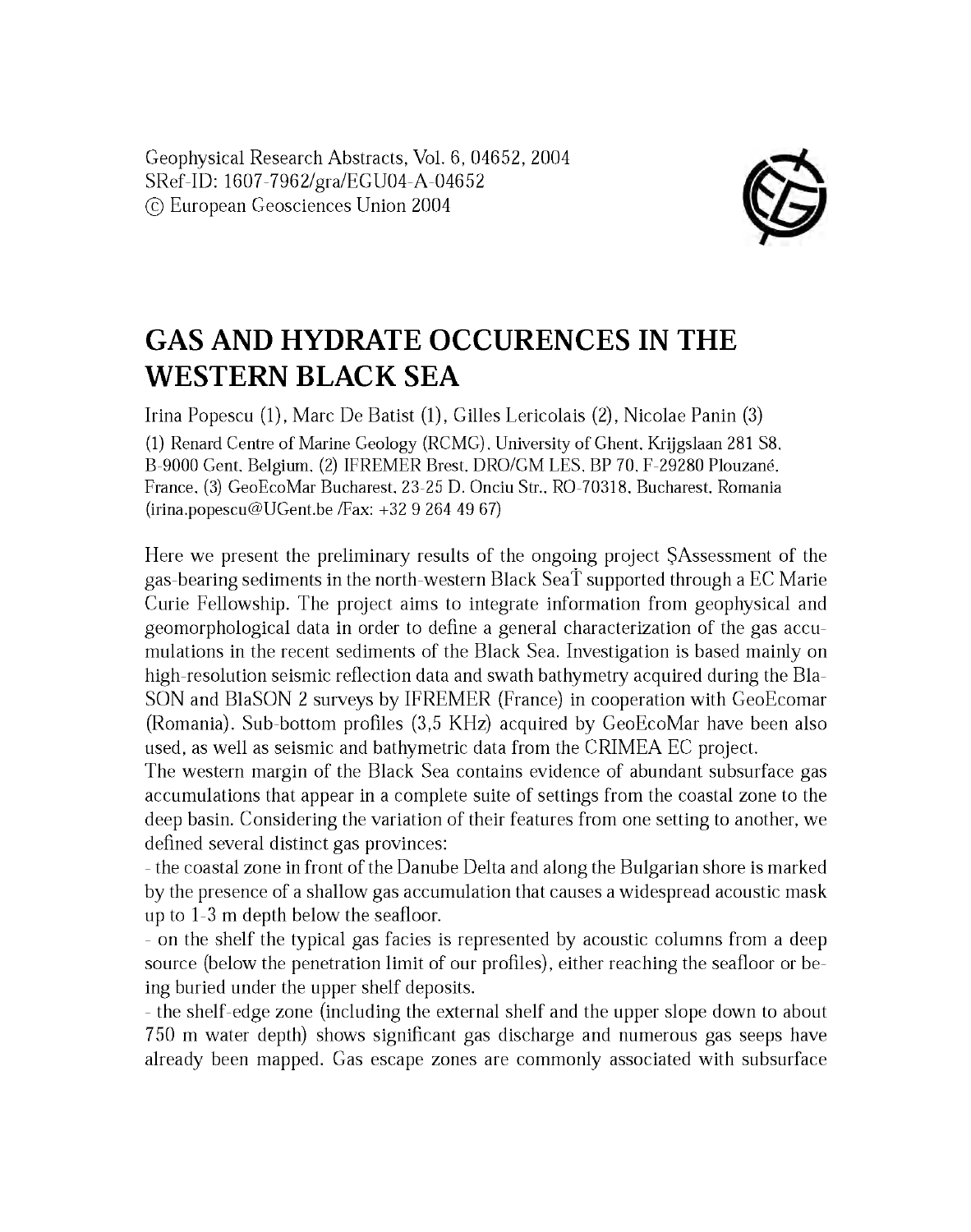Geophysical Research Abstracts, Vol. 6, 04652, 2004
SRef-ID: 1607-7962/gra/EGU04-A-04652
© European Geosciences Union 2004

# GAS AND HYDRATE OCCURENCES IN THE WESTERN BLACK SEA

Irina Popescu (1), Marc De Batist (1), Gilles Lericolais (2), Nicolae Panin (3)

(1) Renard Centre of Marine Geology (RCMG), University of Ghent, Krijgslaan 281 S8, B-9000 Gent, Belgium, (2) IFREMER Brest, DRO/GM LES, BP 70, F-29280 Plouzané, France, (3) GeoEcoMar Bucharest, 23-25 D. Onciu Str., RO-70318, Bucharest, Romania (irina.popescu@UGent.be /Fax: +32 9 264 49 67)

Here we present the preliminary results of the ongoing project ŞAssessment of the gas-bearing sediments in the north-western Black SeaŤ supported through a EC Marie Curie Fellowship. The project aims to integrate information from geophysical and geomorphological data in order to define a general characterization of the gas accumulations in the recent sediments of the Black Sea. Investigation is based mainly on high-resolution seismic reflection data and swath bathymetry acquired during the BlaSON and BlaSON 2 surveys by IFREMER (France) in cooperation with GeoEcomar (Romania). Sub-bottom profiles (3,5 KHz) acquired by GeoEcoMar have been also used, as well as seismic and bathymetric data from the CRIMEA EC project.

The western margin of the Black Sea contains evidence of abundant subsurface gas accumulations that appear in a complete suite of settings from the coastal zone to the deep basin. Considering the variation of their features from one setting to another, we defined several distinct gas provinces:

- the coastal zone in front of the Danube Delta and along the Bulgarian shore is marked by the presence of a shallow gas accumulation that causes a widespread acoustic mask up to 1-3 m depth below the seafloor.
- on the shelf the typical gas facies is represented by acoustic columns from a deep source (below the penetration limit of our profiles), either reaching the seafloor or being buried under the upper shelf deposits.
- the shelf-edge zone (including the external shelf and the upper slope down to about 750 m water depth) shows significant gas discharge and numerous gas seeps have already been mapped. Gas escape zones are commonly associated with subsurface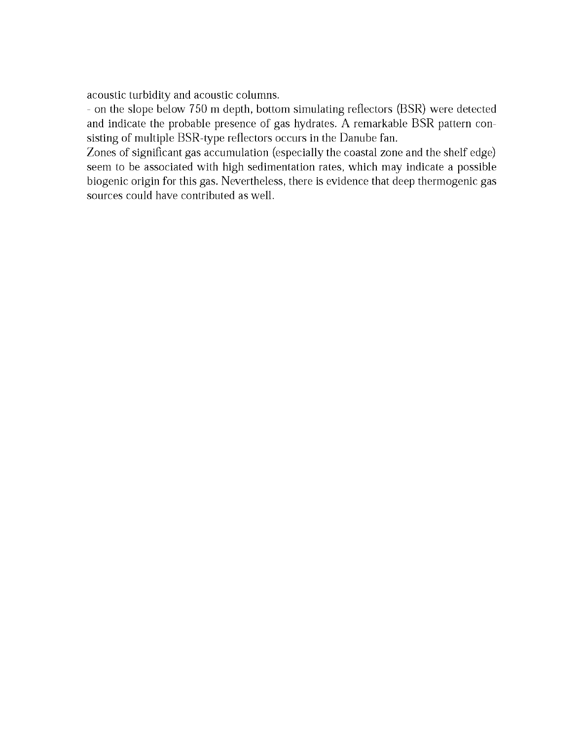acoustic turbidity and acoustic columns.

- on the slope below 750 m depth, bottom simulating reflectors (BSR) were detected and indicate the probable presence of gas hydrates. A remarkable BSR pattern consisting of multiple BSR-type reflectors occurs in the Danube fan.

Zones of significant gas accumulation (especially the coastal zone and the shelf edge) seem to be associated with high sedimentation rates, which may indicate a possible biogenic origin for this gas. Nevertheless, there is evidence that deep thermogenic gas sources could have contributed as well.